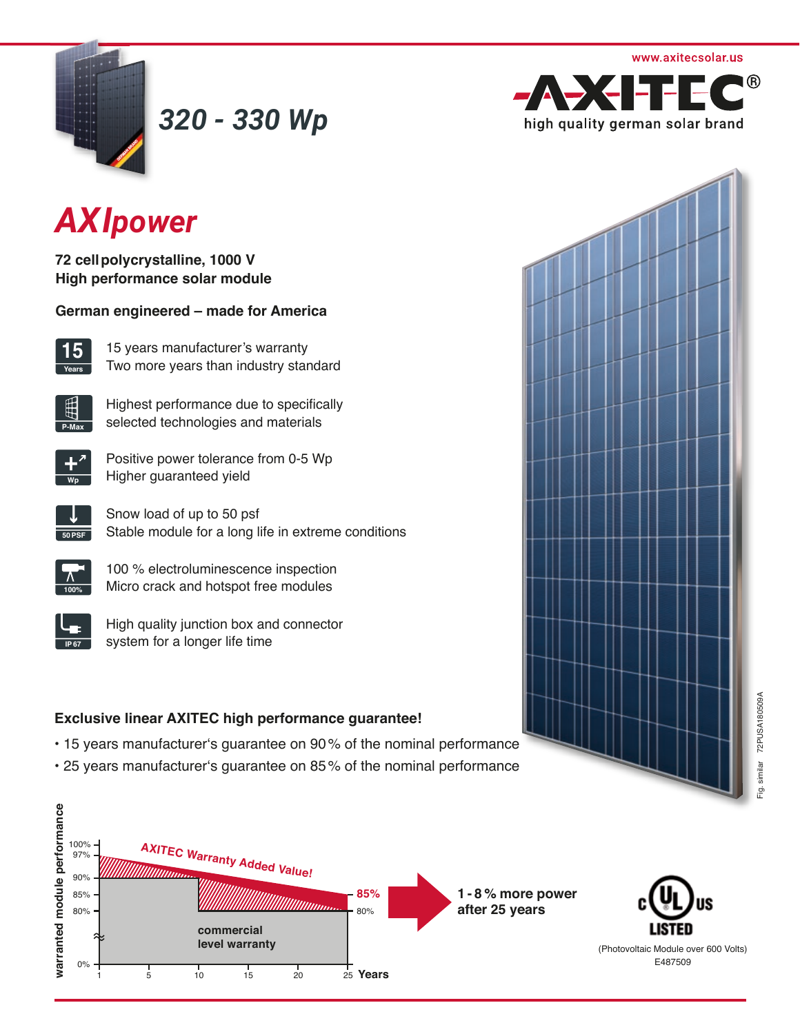www.axitecsolar.us

**AXITEC®**
high quality german solar brand

## 320 - 330 Wp

# *AXIpower*

**72 cell polycrystalline, 1000 V**
**High performance solar module**

**German engineered – made for America**

- **15 Years** — 15 years manufacturer's warranty. Two more years than industry standard
- **P-Max** — Highest performance due to specifically selected technologies and materials
- **Wp** — Positive power tolerance from 0-5 Wp. Higher guaranteed yield
- **50 PSF** — Snow load of up to 50 psf. Stable module for a long life in extreme conditions
- **100%** — 100 % electroluminescence inspection. Micro crack and hotspot free modules
- **IP 67** — High quality junction box and connector system for a longer life time

### Exclusive linear AXITEC high performance guarantee!

- 15 years manufacturer's guarantee on 90 % of the nominal performance
- 25 years manufacturer's guarantee on 85 % of the nominal performance

warranted module performance: 100%, 97%, 90%, 85%, 80%, 0%

Years: 1, 5, 10, 15, 20, 25

AXITEC Warranty Added Value!

85% / 80%

commercial level warranty

**1 - 8 % more power after 25 years**

c UL us LISTED
(Photovoltaic Module over 600 Volts)
E487509

Fig. similar 72PUSA180509A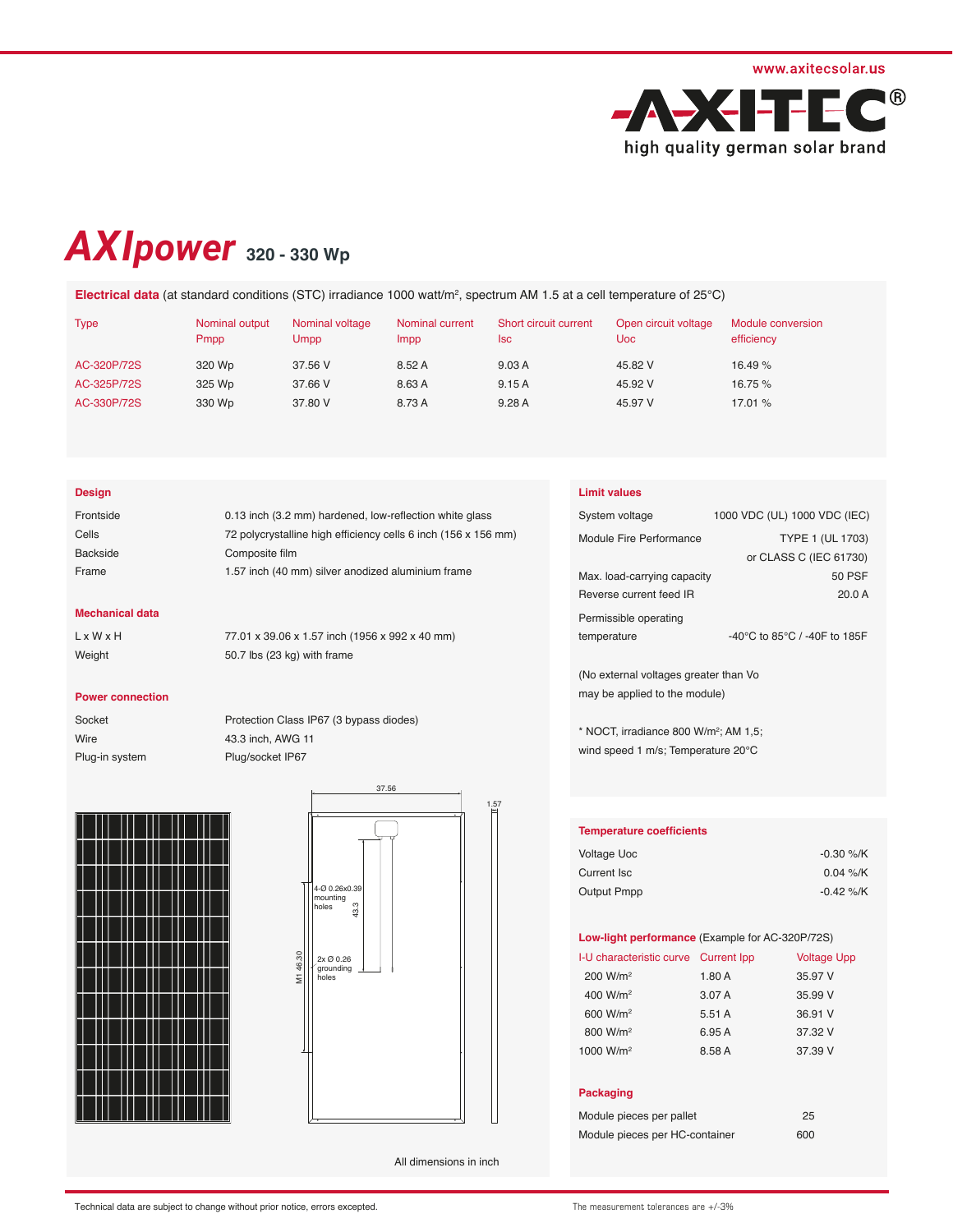www.axitecsolar.us

AXITEC®
high quality german solar brand

# AXIpower 320 - 330 Wp

**Electrical data** (at standard conditions (STC) irradiance 1000 watt/m², spectrum AM 1.5 at a cell temperature of 25°C)

| Type | Nominal output Pmpp | Nominal voltage Umpp | Nominal current Impp | Short circuit current Isc | Open circuit voltage Uoc | Module conversion efficiency |
|---|---|---|---|---|---|---|
| AC-320P/72S | 320 Wp | 37.56 V | 8.52 A | 9.03 A | 45.82 V | 16.49 % |
| AC-325P/72S | 325 Wp | 37.66 V | 8.63 A | 9.15 A | 45.92 V | 16.75 % |
| AC-330P/72S | 330 Wp | 37.80 V | 8.73 A | 9.28 A | 45.97 V | 17.01 % |

## Design

| | |
|---|---|
| Frontside | 0.13 inch (3.2 mm) hardened, low-reflection white glass |
| Cells | 72 polycrystalline high efficiency cells 6 inch (156 x 156 mm) |
| Backside | Composite film |
| Frame | 1.57 inch (40 mm) silver anodized aluminium frame |

## Mechanical data

| | |
|---|---|
| L x W x H | 77.01 x 39.06 x 1.57 inch (1956 x 992 x 40 mm) |
| Weight | 50.7 lbs (23 kg) with frame |

## Power connection

| | |
|---|---|
| Socket | Protection Class IP67 (3 bypass diodes) |
| Wire | 43.3 inch, AWG 11 |
| Plug-in system | Plug/socket IP67 |

37.56
1.57
4-Ø 0.26x0.39 mounting holes
43.3
2x Ø 0.26 grounding holes
M1 46.30

All dimensions in inch

## Limit values

| | |
|---|---|
| System voltage | 1000 VDC (UL) 1000 VDC (IEC) |
| Module Fire Performance | TYPE 1 (UL 1703) or CLASS C (IEC 61730) |
| Max. load-carrying capacity | 50 PSF |
| Reverse current feed IR | 20.0 A |
| Permissible operating temperature | -40°C to 85°C / -40F to 185F |

(No external voltages greater than Vo may be applied to the module)

\* NOCT, irradiance 800 W/m²; AM 1,5; wind speed 1 m/s; Temperature 20°C

## Temperature coefficients

| | |
|---|---|
| Voltage Uoc | -0.30 %/K |
| Current Isc | 0.04 %/K |
| Output Pmpp | -0.42 %/K |

## Low-light performance (Example for AC-320P/72S)

| I-U characteristic curve | Current Ipp | Voltage Upp |
|---|---|---|
| 200 W/m² | 1.80 A | 35.97 V |
| 400 W/m² | 3.07 A | 35.99 V |
| 600 W/m² | 5.51 A | 36.91 V |
| 800 W/m² | 6.95 A | 37.32 V |
| 1000 W/m² | 8.58 A | 37.39 V |

## Packaging

| | |
|---|---|
| Module pieces per pallet | 25 |
| Module pieces per HC-container | 600 |

Technical data are subject to change without prior notice, errors excepted.

The measurement tolerances are +/-3%